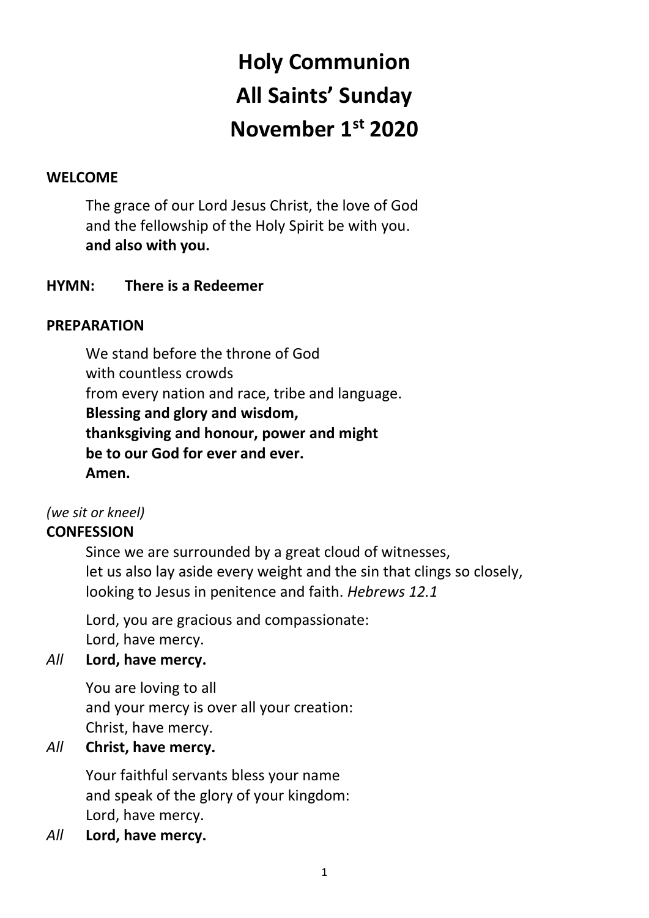# Holy Communion
# All Saints' Sunday
# November 1st 2020

**WELCOME**

The grace of our Lord Jesus Christ, the love of God
and the fellowship of the Holy Spirit be with you.
**and also with you.**

**HYMN: There is a Redeemer**

**PREPARATION**

We stand before the throne of God
with countless crowds
from every nation and race, tribe and language.
**Blessing and glory and wisdom,**
**thanksgiving and honour, power and might**
**be to our God for ever and ever.**
**Amen.**

*(we sit or kneel)*

**CONFESSION**

Since we are surrounded by a great cloud of witnesses,
let us also lay aside every weight and the sin that clings so closely,
looking to Jesus in penitence and faith. *Hebrews 12.1*

Lord, you are gracious and compassionate:
Lord, have mercy.

*All* **Lord, have mercy.**

You are loving to all
and your mercy is over all your creation:
Christ, have mercy.

*All* **Christ, have mercy.**

Your faithful servants bless your name
and speak of the glory of your kingdom:
Lord, have mercy.

*All* **Lord, have mercy.**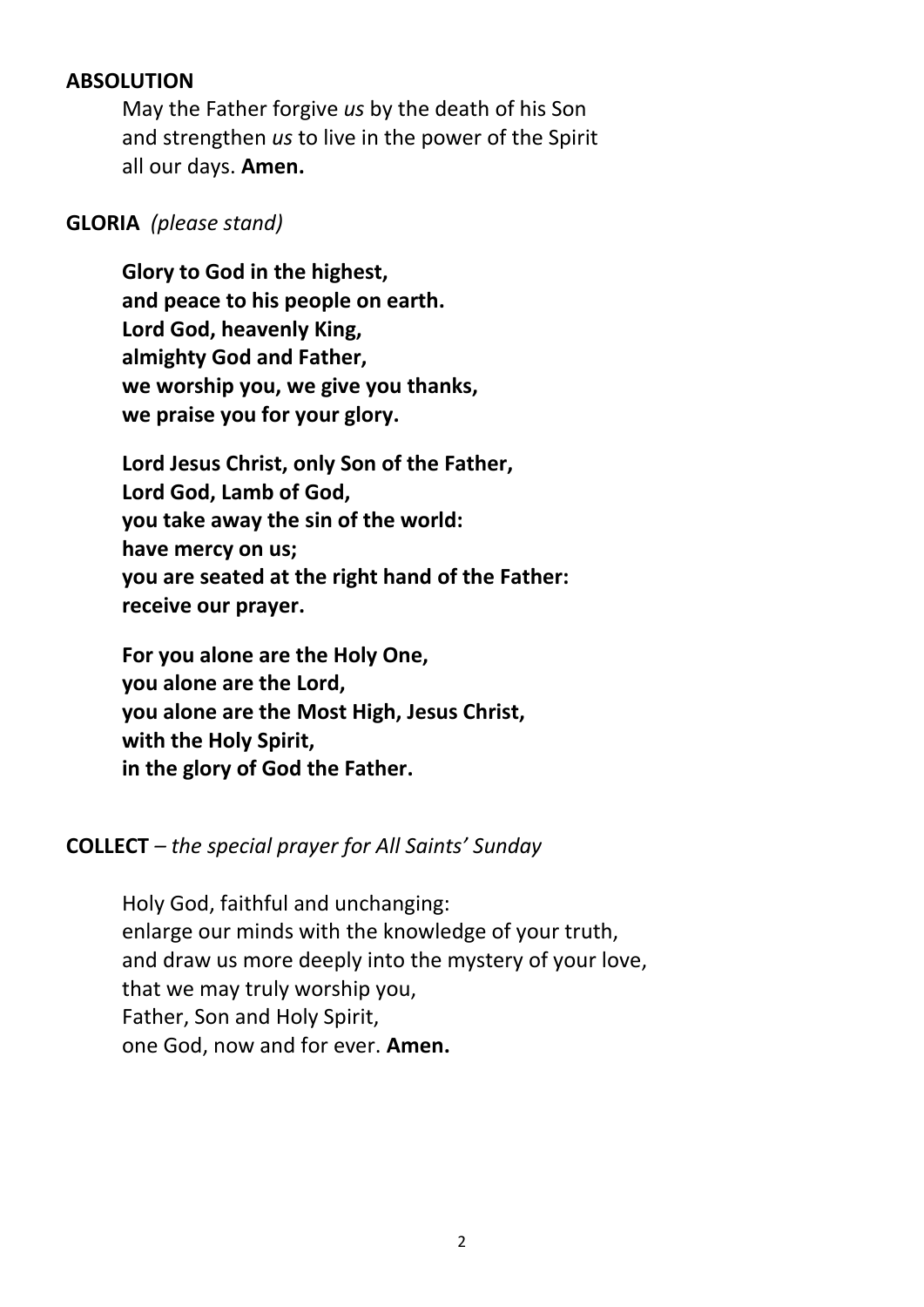**ABSOLUTION**

May the Father forgive *us* by the death of his Son
and strengthen *us* to live in the power of the Spirit
all our days. **Amen.**

**GLORIA** *(please stand)*

**Glory to God in the highest,**
**and peace to his people on earth.**
**Lord God, heavenly King,**
**almighty God and Father,**
**we worship you, we give you thanks,**
**we praise you for your glory.**

**Lord Jesus Christ, only Son of the Father,**
**Lord God, Lamb of God,**
**you take away the sin of the world:**
**have mercy on us;**
**you are seated at the right hand of the Father:**
**receive our prayer.**

**For you alone are the Holy One,**
**you alone are the Lord,**
**you alone are the Most High, Jesus Christ,**
**with the Holy Spirit,**
**in the glory of God the Father.**

**COLLECT** – *the special prayer for All Saints' Sunday*

Holy God, faithful and unchanging:
enlarge our minds with the knowledge of your truth,
and draw us more deeply into the mystery of your love,
that we may truly worship you,
Father, Son and Holy Spirit,
one God, now and for ever. **Amen.**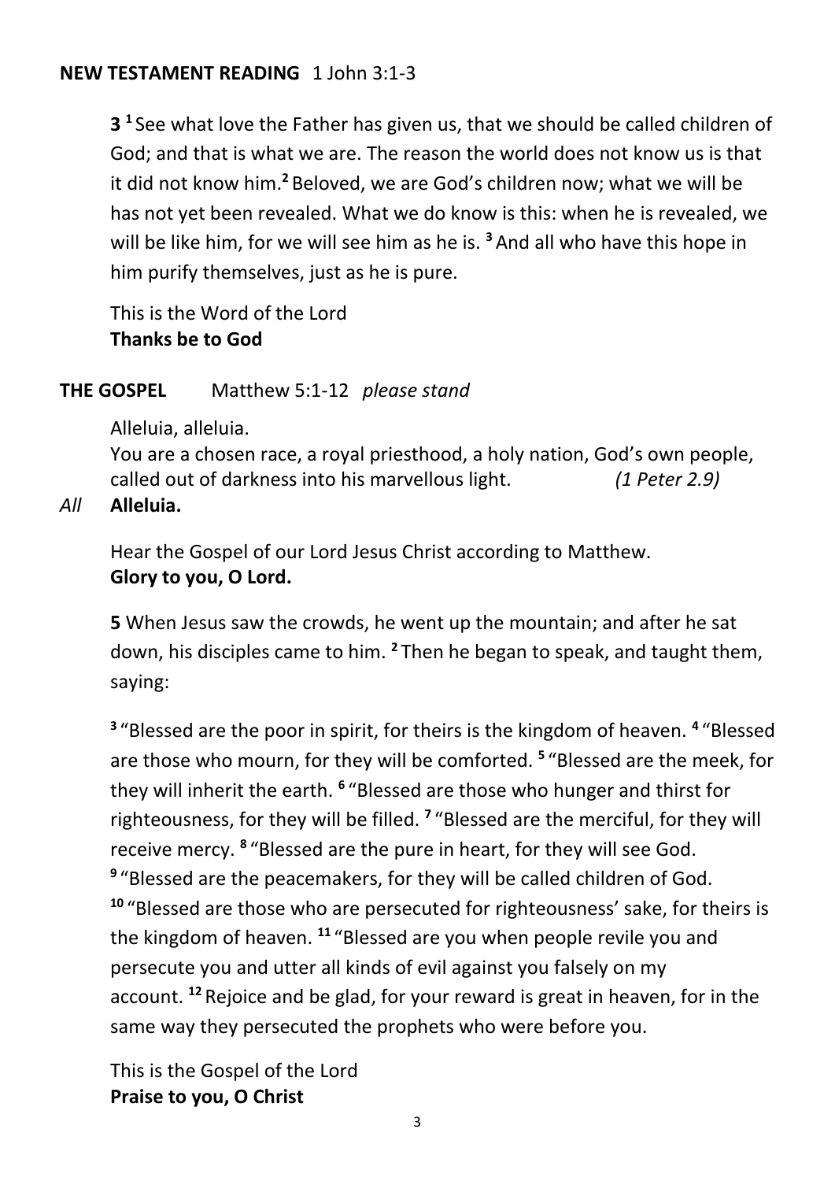**NEW TESTAMENT READING** 1 John 3:1-3

**3** [1] See what love the Father has given us, that we should be called children of God; and that is what we are. The reason the world does not know us is that it did not know him.[2] Beloved, we are God's children now; what we will be has not yet been revealed. What we do know is this: when he is revealed, we will be like him, for we will see him as he is. [3] And all who have this hope in him purify themselves, just as he is pure.

This is the Word of the Lord
**Thanks be to God**

**THE GOSPEL** Matthew 5:1-12 *please stand*

Alleluia, alleluia.
You are a chosen race, a royal priesthood, a holy nation, God's own people, called out of darkness into his marvellous light. *(1 Peter 2.9)*

*All* **Alleluia.**

Hear the Gospel of our Lord Jesus Christ according to Matthew.
**Glory to you, O Lord.**

**5** When Jesus saw the crowds, he went up the mountain; and after he sat down, his disciples came to him. [2] Then he began to speak, and taught them, saying:

[3] "Blessed are the poor in spirit, for theirs is the kingdom of heaven. [4] "Blessed are those who mourn, for they will be comforted. [5] "Blessed are the meek, for they will inherit the earth. [6] "Blessed are those who hunger and thirst for righteousness, for they will be filled. [7] "Blessed are the merciful, for they will receive mercy. [8] "Blessed are the pure in heart, for they will see God. [9] "Blessed are the peacemakers, for they will be called children of God. [10] "Blessed are those who are persecuted for righteousness' sake, for theirs is the kingdom of heaven. [11] "Blessed are you when people revile you and persecute you and utter all kinds of evil against you falsely on my account. [12] Rejoice and be glad, for your reward is great in heaven, for in the same way they persecuted the prophets who were before you.

This is the Gospel of the Lord
**Praise to you, O Christ**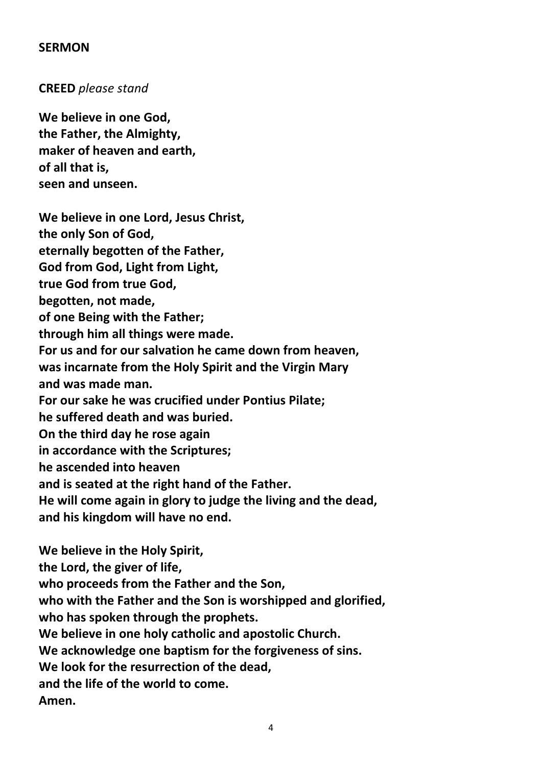**SERMON**

**CREED** *please stand*

**We believe in one God,**
**the Father, the Almighty,**
**maker of heaven and earth,**
**of all that is,**
**seen and unseen.**

**We believe in one Lord, Jesus Christ,**
**the only Son of God,**
**eternally begotten of the Father,**
**God from God, Light from Light,**
**true God from true God,**
**begotten, not made,**
**of one Being with the Father;**
**through him all things were made.**
**For us and for our salvation he came down from heaven,**
**was incarnate from the Holy Spirit and the Virgin Mary**
**and was made man.**
**For our sake he was crucified under Pontius Pilate;**
**he suffered death and was buried.**
**On the third day he rose again**
**in accordance with the Scriptures;**
**he ascended into heaven**
**and is seated at the right hand of the Father.**
**He will come again in glory to judge the living and the dead,**
**and his kingdom will have no end.**

**We believe in the Holy Spirit,**
**the Lord, the giver of life,**
**who proceeds from the Father and the Son,**
**who with the Father and the Son is worshipped and glorified,**
**who has spoken through the prophets.**
**We believe in one holy catholic and apostolic Church.**
**We acknowledge one baptism for the forgiveness of sins.**
**We look for the resurrection of the dead,**
**and the life of the world to come.**
**Amen.**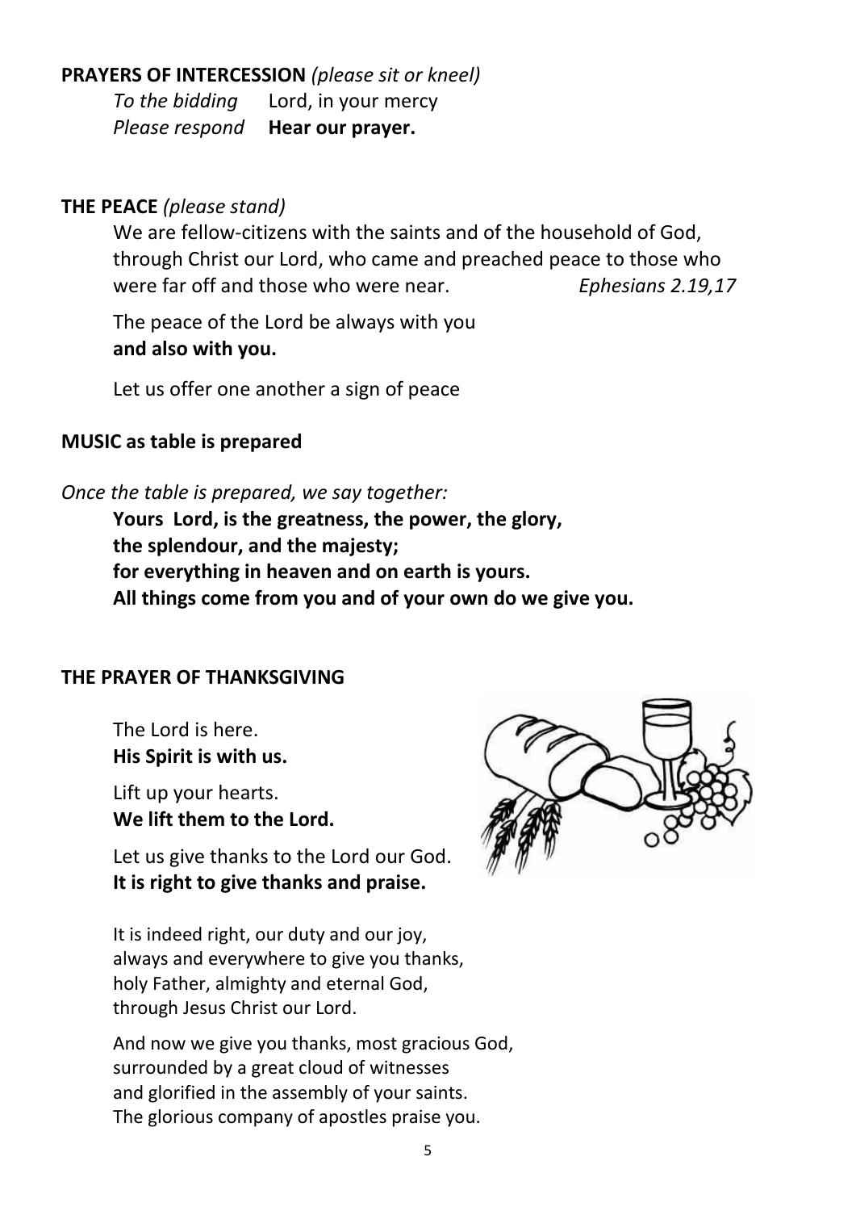**PRAYERS OF INTERCESSION** *(please sit or kneel)*

*To the bidding* Lord, in your mercy
*Please respond* **Hear our prayer.**

**THE PEACE** *(please stand)*

We are fellow-citizens with the saints and of the household of God, through Christ our Lord, who came and preached peace to those who were far off and those who were near. *Ephesians 2.19,17*

The peace of the Lord be always with you
**and also with you.**

Let us offer one another a sign of peace

**MUSIC as table is prepared**

*Once the table is prepared, we say together:*

**Yours Lord, is the greatness, the power, the glory,**
**the splendour, and the majesty;**
**for everything in heaven and on earth is yours.**
**All things come from you and of your own do we give you.**

**THE PRAYER OF THANKSGIVING**

The Lord is here.
**His Spirit is with us.**

Lift up your hearts.
**We lift them to the Lord.**

Let us give thanks to the Lord our God.
**It is right to give thanks and praise.**

It is indeed right, our duty and our joy,
always and everywhere to give you thanks,
holy Father, almighty and eternal God,
through Jesus Christ our Lord.

And now we give you thanks, most gracious God,
surrounded by a great cloud of witnesses
and glorified in the assembly of your saints.
The glorious company of apostles praise you.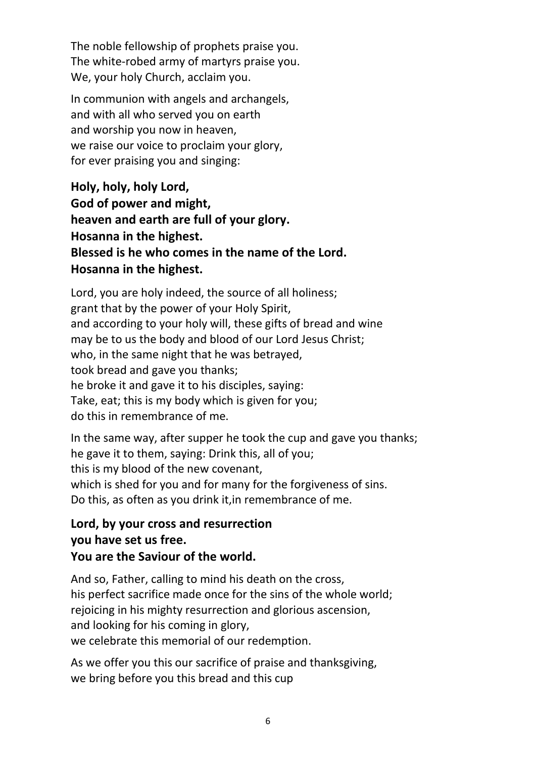The noble fellowship of prophets praise you.
The white-robed army of martyrs praise you.
We, your holy Church, acclaim you.

In communion with angels and archangels,
and with all who served you on earth
and worship you now in heaven,
we raise our voice to proclaim your glory,
for ever praising you and singing:

**Holy, holy, holy Lord,**
**God of power and might,**
**heaven and earth are full of your glory.**
**Hosanna in the highest.**
**Blessed is he who comes in the name of the Lord.**
**Hosanna in the highest.**

Lord, you are holy indeed, the source of all holiness;
grant that by the power of your Holy Spirit,
and according to your holy will, these gifts of bread and wine
may be to us the body and blood of our Lord Jesus Christ;
who, in the same night that he was betrayed,
took bread and gave you thanks;
he broke it and gave it to his disciples, saying:
Take, eat; this is my body which is given for you;
do this in remembrance of me.

In the same way, after supper he took the cup and gave you thanks;
he gave it to them, saying: Drink this, all of you;
this is my blood of the new covenant,
which is shed for you and for many for the forgiveness of sins.
Do this, as often as you drink it,in remembrance of me.

**Lord, by your cross and resurrection**
**you have set us free.**
**You are the Saviour of the world.**

And so, Father, calling to mind his death on the cross,
his perfect sacrifice made once for the sins of the whole world;
rejoicing in his mighty resurrection and glorious ascension,
and looking for his coming in glory,
we celebrate this memorial of our redemption.

As we offer you this our sacrifice of praise and thanksgiving,
we bring before you this bread and this cup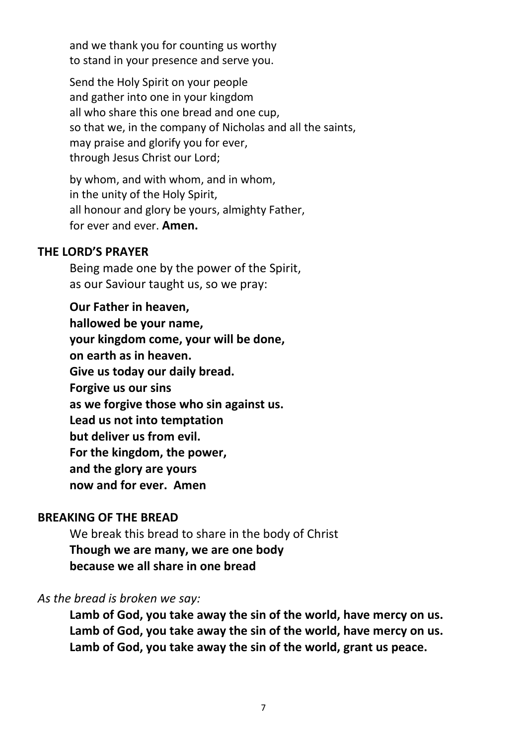and we thank you for counting us worthy
to stand in your presence and serve you.

Send the Holy Spirit on your people
and gather into one in your kingdom
all who share this one bread and one cup,
so that we, in the company of Nicholas and all the saints,
may praise and glorify you for ever,
through Jesus Christ our Lord;

by whom, and with whom, and in whom,
in the unity of the Holy Spirit,
all honour and glory be yours, almighty Father,
for ever and ever. **Amen.**

**THE LORD'S PRAYER**

Being made one by the power of the Spirit,
as our Saviour taught us, so we pray:

**Our Father in heaven,**
**hallowed be your name,**
**your kingdom come, your will be done,**
**on earth as in heaven.**
**Give us today our daily bread.**
**Forgive us our sins**
**as we forgive those who sin against us.**
**Lead us not into temptation**
**but deliver us from evil.**
**For the kingdom, the power,**
**and the glory are yours**
**now and for ever. Amen**

**BREAKING OF THE BREAD**

We break this bread to share in the body of Christ
**Though we are many, we are one body**
**because we all share in one bread**

*As the bread is broken we say:*

**Lamb of God, you take away the sin of the world, have mercy on us.**
**Lamb of God, you take away the sin of the world, have mercy on us.**
**Lamb of God, you take away the sin of the world, grant us peace.**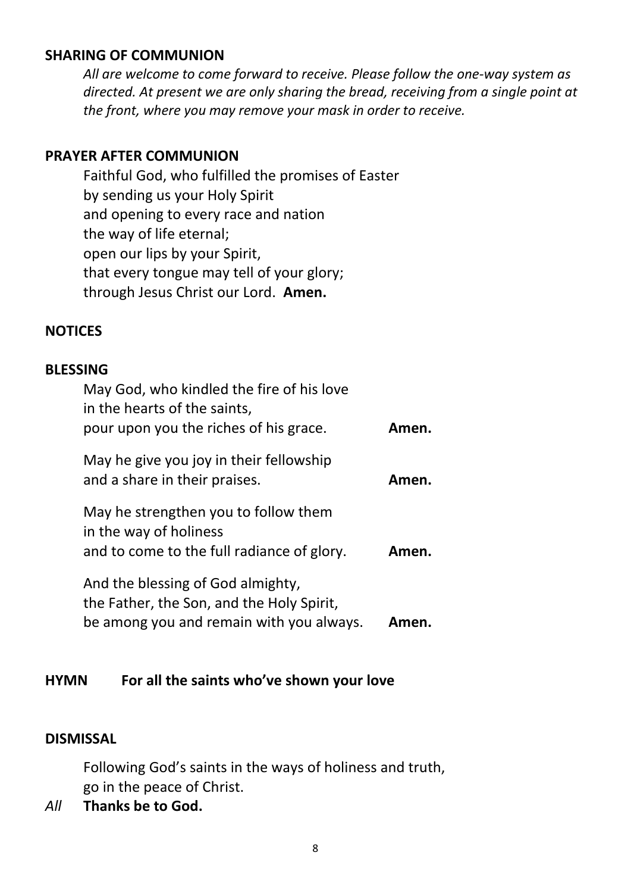## SHARING OF COMMUNION

*All are welcome to come forward to receive. Please follow the one-way system as directed. At present we are only sharing the bread, receiving from a single point at the front, where you may remove your mask in order to receive.*

## PRAYER AFTER COMMUNION

Faithful God, who fulfilled the promises of Easter  
by sending us your Holy Spirit  
and opening to every race and nation  
the way of life eternal;  
open our lips by your Spirit,  
that every tongue may tell of your glory;  
through Jesus Christ our Lord. **Amen.**

## NOTICES

## BLESSING

May God, who kindled the fire of his love  
in the hearts of the saints,  
pour upon you the riches of his grace. **Amen.**

May he give you joy in their fellowship  
and a share in their praises. **Amen.**

May he strengthen you to follow them  
in the way of holiness  
and to come to the full radiance of glory. **Amen.**

And the blessing of God almighty,  
the Father, the Son, and the Holy Spirit,  
be among you and remain with you always. **Amen.**

## HYMN For all the saints who've shown your love

## DISMISSAL

Following God's saints in the ways of holiness and truth,  
go in the peace of Christ.

*All* **Thanks be to God.**